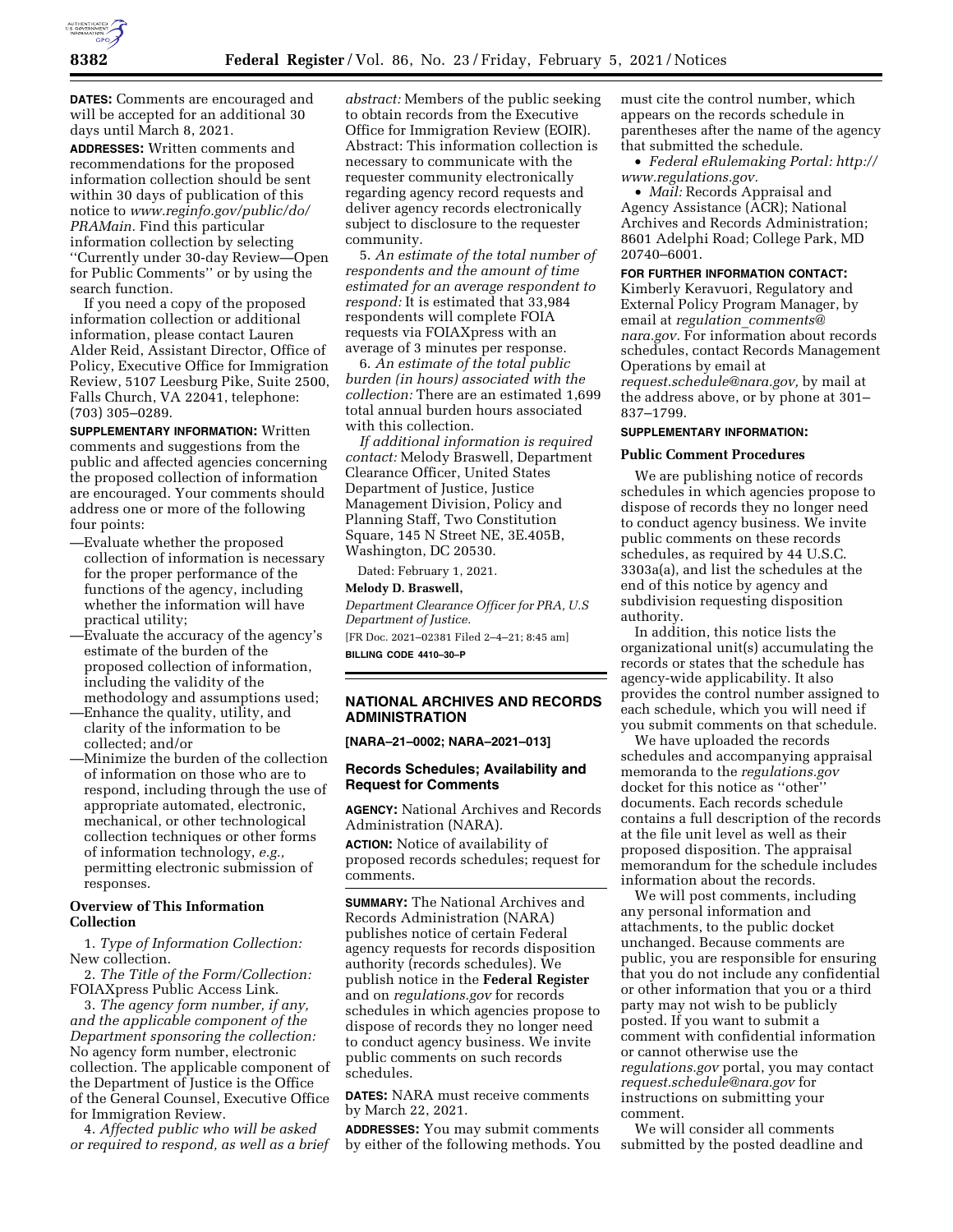**DATES:** Comments are encouraged and will be accepted for an additional 30 days until March 8, 2021.

**ADDRESSES:** Written comments and recommendations for the proposed information collection should be sent within 30 days of publication of this notice to *www.reginfo.gov/public/do/PRAMain.* Find this particular information collection by selecting ''Currently under 30-day Review—Open for Public Comments'' or by using the search function.

If you need a copy of the proposed information collection or additional information, please contact Lauren Alder Reid, Assistant Director, Office of Policy, Executive Office for Immigration Review, 5107 Leesburg Pike, Suite 2500, Falls Church, VA 22041, telephone: (703) 305–0289.

**SUPPLEMENTARY INFORMATION:** Written comments and suggestions from the public and affected agencies concerning the proposed collection of information are encouraged. Your comments should address one or more of the following four points:

—Evaluate whether the proposed collection of information is necessary for the proper performance of the functions of the agency, including whether the information will have practical utility;

—Evaluate the accuracy of the agency's estimate of the burden of the proposed collection of information, including the validity of the methodology and assumptions used;

—Enhance the quality, utility, and clarity of the information to be collected; and/or

—Minimize the burden of the collection of information on those who are to respond, including through the use of appropriate automated, electronic, mechanical, or other technological collection techniques or other forms of information technology, *e.g.,* permitting electronic submission of responses.

**Overview of This Information Collection**

1. *Type of Information Collection:* New collection.

2. *The Title of the Form/Collection:* FOIAXpress Public Access Link.

3. *The agency form number, if any, and the applicable component of the Department sponsoring the collection:* No agency form number, electronic collection. The applicable component of the Department of Justice is the Office of the General Counsel, Executive Office for Immigration Review.

4. *Affected public who will be asked or required to respond, as well as a brief abstract:* Members of the public seeking to obtain records from the Executive Office for Immigration Review (EOIR). Abstract: This information collection is necessary to communicate with the requester community electronically regarding agency record requests and deliver agency records electronically subject to disclosure to the requester community.

5. *An estimate of the total number of respondents and the amount of time estimated for an average respondent to respond:* It is estimated that 33,984 respondents will complete FOIA requests via FOIAXpress with an average of 3 minutes per response.

6. *An estimate of the total public burden (in hours) associated with the collection:* There are an estimated 1,699 total annual burden hours associated with this collection.

*If additional information is required contact:* Melody Braswell, Department Clearance Officer, United States Department of Justice, Justice Management Division, Policy and Planning Staff, Two Constitution Square, 145 N Street NE, 3E.405B, Washington, DC 20530.

Dated: February 1, 2021.

**Melody D. Braswell,**

*Department Clearance Officer for PRA, U.S Department of Justice.*

[FR Doc. 2021–02381 Filed 2–4–21; 8:45 am]

**BILLING CODE 4410–30–P**

## NATIONAL ARCHIVES AND RECORDS ADMINISTRATION

**[NARA–21–0002; NARA–2021–013]**

### Records Schedules; Availability and Request for Comments

**AGENCY:** National Archives and Records Administration (NARA).

**ACTION:** Notice of availability of proposed records schedules; request for comments.

**SUMMARY:** The National Archives and Records Administration (NARA) publishes notice of certain Federal agency requests for records disposition authority (records schedules). We publish notice in the **Federal Register** and on *regulations.gov* for records schedules in which agencies propose to dispose of records they no longer need to conduct agency business. We invite public comments on such records schedules.

**DATES:** NARA must receive comments by March 22, 2021.

**ADDRESSES:** You may submit comments by either of the following methods. You must cite the control number, which appears on the records schedule in parentheses after the name of the agency that submitted the schedule.

- *Federal eRulemaking Portal: http://www.regulations.gov.*
- *Mail:* Records Appraisal and Agency Assistance (ACR); National Archives and Records Administration; 8601 Adelphi Road; College Park, MD 20740–6001.

**FOR FURTHER INFORMATION CONTACT:** Kimberly Keravuori, Regulatory and External Policy Program Manager, by email at *regulation_comments@nara.gov.* For information about records schedules, contact Records Management Operations by email at *request.schedule@nara.gov,* by mail at the address above, or by phone at 301–837–1799.

**SUPPLEMENTARY INFORMATION:**

**Public Comment Procedures**

We are publishing notice of records schedules in which agencies propose to dispose of records they no longer need to conduct agency business. We invite public comments on these records schedules, as required by 44 U.S.C. 3303a(a), and list the schedules at the end of this notice by agency and subdivision requesting disposition authority.

In addition, this notice lists the organizational unit(s) accumulating the records or states that the schedule has agency-wide applicability. It also provides the control number assigned to each schedule, which you will need if you submit comments on that schedule.

We have uploaded the records schedules and accompanying appraisal memoranda to the *regulations.gov* docket for this notice as ''other'' documents. Each records schedule contains a full description of the records at the file unit level as well as their proposed disposition. The appraisal memorandum for the schedule includes information about the records.

We will post comments, including any personal information and attachments, to the public docket unchanged. Because comments are public, you are responsible for ensuring that you do not include any confidential or other information that you or a third party may not wish to be publicly posted. If you want to submit a comment with confidential information or cannot otherwise use the *regulations.gov* portal, you may contact *request.schedule@nara.gov* for instructions on submitting your comment.

We will consider all comments submitted by the posted deadline and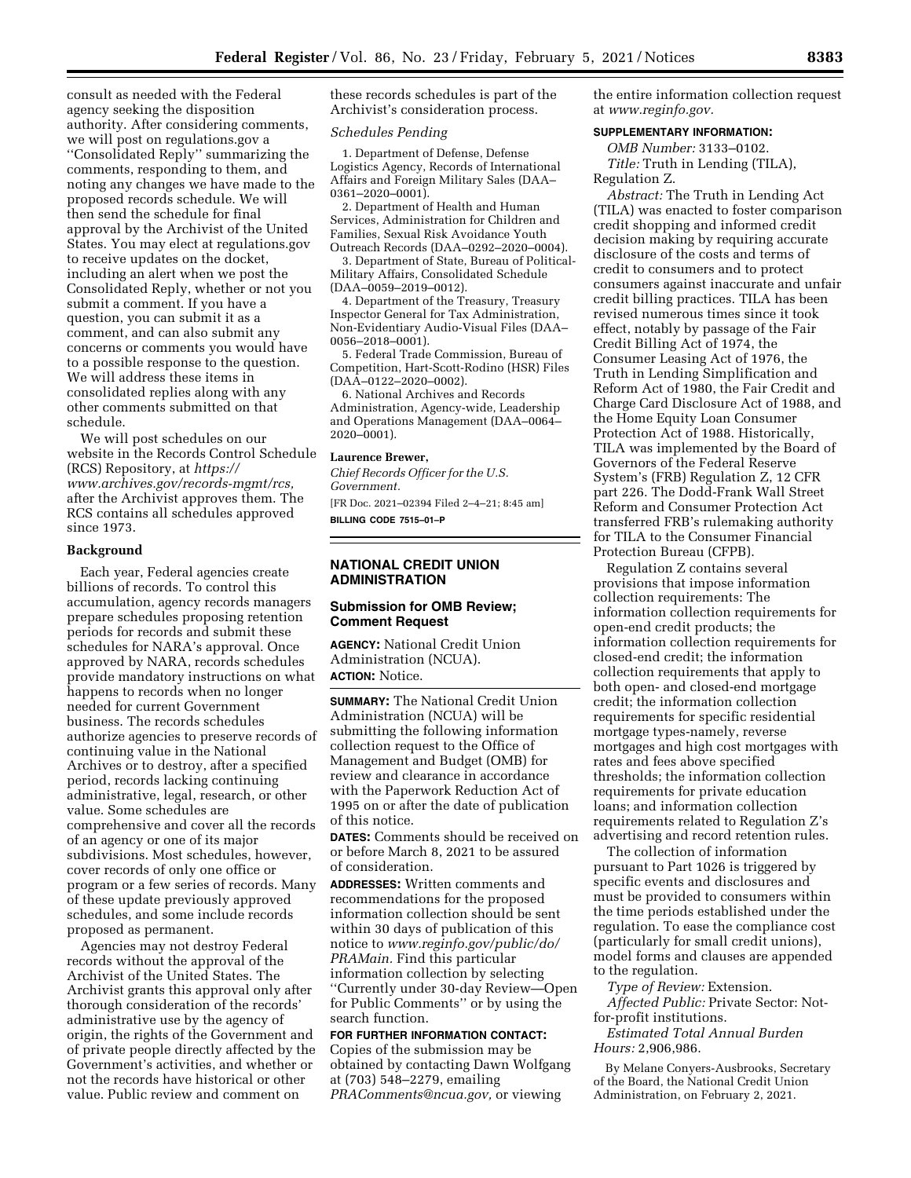consult as needed with the Federal agency seeking the disposition authority. After considering comments, we will post on regulations.gov a ''Consolidated Reply'' summarizing the comments, responding to them, and noting any changes we have made to the proposed records schedule. We will then send the schedule for final approval by the Archivist of the United States. You may elect at regulations.gov to receive updates on the docket, including an alert when we post the Consolidated Reply, whether or not you submit a comment. If you have a question, you can submit it as a comment, and can also submit any concerns or comments you would have to a possible response to the question. We will address these items in consolidated replies along with any other comments submitted on that schedule.

We will post schedules on our website in the Records Control Schedule (RCS) Repository, at *https://www.archives.gov/records-mgmt/rcs,* after the Archivist approves them. The RCS contains all schedules approved since 1973.

## Background

Each year, Federal agencies create billions of records. To control this accumulation, agency records managers prepare schedules proposing retention periods for records and submit these schedules for NARA's approval. Once approved by NARA, records schedules provide mandatory instructions on what happens to records when no longer needed for current Government business. The records schedules authorize agencies to preserve records of continuing value in the National Archives or to destroy, after a specified period, records lacking continuing administrative, legal, research, or other value. Some schedules are comprehensive and cover all the records of an agency or one of its major subdivisions. Most schedules, however, cover records of only one office or program or a few series of records. Many of these update previously approved schedules, and some include records proposed as permanent.

Agencies may not destroy Federal records without the approval of the Archivist of the United States. The Archivist grants this approval only after thorough consideration of the records' administrative use by the agency of origin, the rights of the Government and of private people directly affected by the Government's activities, and whether or not the records have historical or other value. Public review and comment on these records schedules is part of the Archivist's consideration process.

### *Schedules Pending*

1. Department of Defense, Defense Logistics Agency, Records of International Affairs and Foreign Military Sales (DAA–0361–2020–0001).

2. Department of Health and Human Services, Administration for Children and Families, Sexual Risk Avoidance Youth Outreach Records (DAA–0292–2020–0004).

3. Department of State, Bureau of Political-Military Affairs, Consolidated Schedule (DAA–0059–2019–0012).

4. Department of the Treasury, Treasury Inspector General for Tax Administration, Non-Evidentiary Audio-Visual Files (DAA–0056–2018–0001).

5. Federal Trade Commission, Bureau of Competition, Hart-Scott-Rodino (HSR) Files (DAA–0122–2020–0002).

6. National Archives and Records Administration, Agency-wide, Leadership and Operations Management (DAA–0064–2020–0001).

**Laurence Brewer,**

*Chief Records Officer for the U.S. Government.*

[FR Doc. 2021–02394 Filed 2–4–21; 8:45 am]

**BILLING CODE 7515–01–P**

# NATIONAL CREDIT UNION ADMINISTRATION

## Submission for OMB Review; Comment Request

**AGENCY:** National Credit Union Administration (NCUA).

**ACTION:** Notice.

**SUMMARY:** The National Credit Union Administration (NCUA) will be submitting the following information collection request to the Office of Management and Budget (OMB) for review and clearance in accordance with the Paperwork Reduction Act of 1995 on or after the date of publication of this notice.

**DATES:** Comments should be received on or before March 8, 2021 to be assured of consideration.

**ADDRESSES:** Written comments and recommendations for the proposed information collection should be sent within 30 days of publication of this notice to *www.reginfo.gov/public/do/PRAMain.* Find this particular information collection by selecting ''Currently under 30-day Review—Open for Public Comments'' or by using the search function.

**FOR FURTHER INFORMATION CONTACT:** Copies of the submission may be obtained by contacting Dawn Wolfgang at (703) 548–2279, emailing *PRAComments@ncua.gov,* or viewing the entire information collection request at *www.reginfo.gov.*

**SUPPLEMENTARY INFORMATION:**

*OMB Number:* 3133–0102.

*Title:* Truth in Lending (TILA), Regulation Z.

*Abstract:* The Truth in Lending Act (TILA) was enacted to foster comparison credit shopping and informed credit decision making by requiring accurate disclosure of the costs and terms of credit to consumers and to protect consumers against inaccurate and unfair credit billing practices. TILA has been revised numerous times since it took effect, notably by passage of the Fair Credit Billing Act of 1974, the Consumer Leasing Act of 1976, the Truth in Lending Simplification and Reform Act of 1980, the Fair Credit and Charge Card Disclosure Act of 1988, and the Home Equity Loan Consumer Protection Act of 1988. Historically, TILA was implemented by the Board of Governors of the Federal Reserve System's (FRB) Regulation Z, 12 CFR part 226. The Dodd-Frank Wall Street Reform and Consumer Protection Act transferred FRB's rulemaking authority for TILA to the Consumer Financial Protection Bureau (CFPB).

Regulation Z contains several provisions that impose information collection requirements: The information collection requirements for open-end credit products; the information collection requirements for closed-end credit; the information collection requirements that apply to both open- and closed-end mortgage credit; the information collection requirements for specific residential mortgage types-namely, reverse mortgages and high cost mortgages with rates and fees above specified thresholds; the information collection requirements for private education loans; and information collection requirements related to Regulation Z's advertising and record retention rules.

The collection of information pursuant to Part 1026 is triggered by specific events and disclosures and must be provided to consumers within the time periods established under the regulation. To ease the compliance cost (particularly for small credit unions), model forms and clauses are appended to the regulation.

*Type of Review:* Extension.

*Affected Public:* Private Sector: Not-for-profit institutions.

*Estimated Total Annual Burden Hours:* 2,906,986.

By Melane Conyers-Ausbrooks, Secretary of the Board, the National Credit Union Administration, on February 2, 2021.